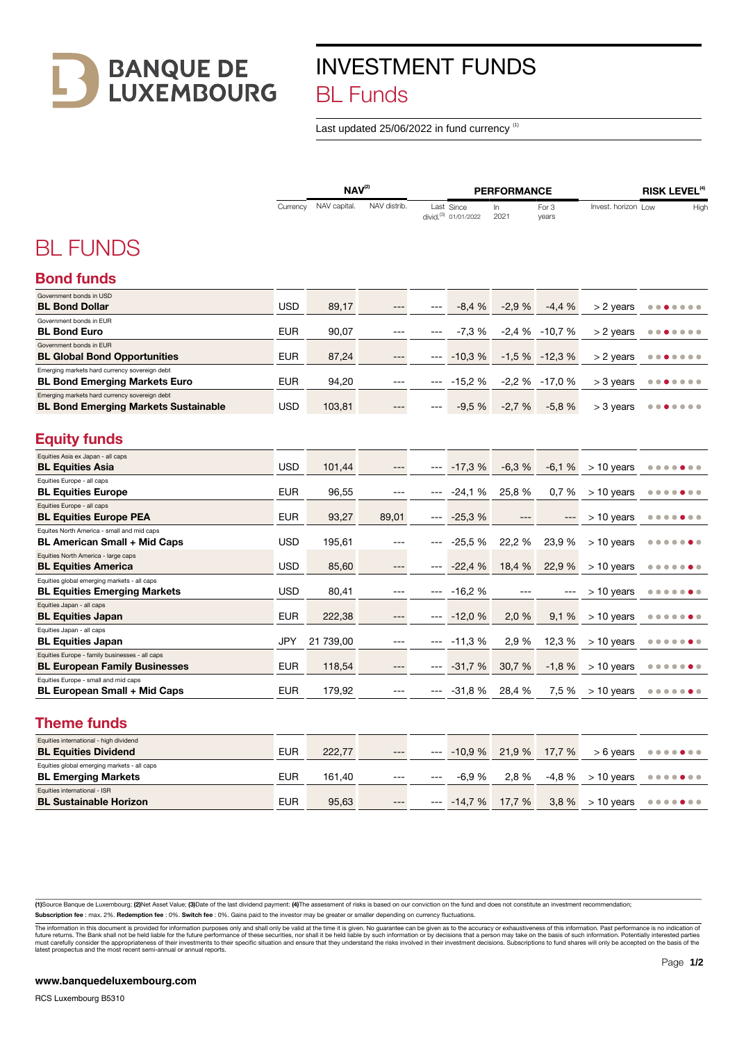# INVESTMENT FUNDS

## BL Funds

Last updated 25/06/2022 in fund currency [1]

# BL FUNDS

The risk level is shown on the page as a scale of seven dots from Low to High, with one dot highlighted. It is given below as the position of the highlighted dot (e.g. 3/7).

## Bond funds

| Fund | Currency | NAV capital. [2] | NAV distrib. [2] | Last divid.[3] | Performance since 01/01/2022 | Performance in 2021 | Performance for 3 years | Invest. horizon | Risk level[4] (Low – High) |
|---|---|---|---|---|---|---|---|---|---|
| Government bonds in USD<br>**BL Bond Dollar** | USD | 89,17 | --- | --- | -8,4 % | -2,9 % | -4,4 % | > 2 years | 3/7 |
| Government bonds in EUR<br>**BL Bond Euro** | EUR | 90,07 | --- | --- | -7,3 % | -2,4 % | -10,7 % | > 2 years | 3/7 |
| Government bonds in EUR<br>**BL Global Bond Opportunities** | EUR | 87,24 | --- | --- | -10,3 % | -1,5 % | -12,3 % | > 2 years | 3/7 |
| Emerging markets hard currency sovereign debt<br>**BL Bond Emerging Markets Euro** | EUR | 94,20 | --- | --- | -15,2 % | -2,2 % | -17,0 % | > 3 years | 3/7 |
| Emerging markets hard currency sovereign debt<br>**BL Bond Emerging Markets Sustainable** | USD | 103,81 | --- | --- | -9,5 % | -2,7 % | -5,8 % | > 3 years | 3/7 |

## Equity funds

| Fund | Currency | NAV capital. [2] | NAV distrib. [2] | Last divid.[3] | Performance since 01/01/2022 | Performance in 2021 | Performance for 3 years | Invest. horizon | Risk level[4] (Low – High) |
|---|---|---|---|---|---|---|---|---|---|
| Equities Asia ex Japan - all caps<br>**BL Equities Asia** | USD | 101,44 | --- | --- | -17,3 % | -6,3 % | -6,1 % | > 10 years | 5/7 |
| Equities Europe - all caps<br>**BL Equities Europe** | EUR | 96,55 | --- | --- | -24,1 % | 25,8 % | 0,7 % | > 10 years | 5/7 |
| Equities Europe - all caps<br>**BL Equities Europe PEA** | EUR | 93,27 | 89,01 | --- | -25,3 % | --- | --- | > 10 years | 5/7 |
| Equites North America - small and mid caps<br>**BL American Small + Mid Caps** | USD | 195,61 | --- | --- | -25,5 % | 22,2 % | 23,9 % | > 10 years | 6/7 |
| Equities North America - large caps<br>**BL Equities America** | USD | 85,60 | --- | --- | -22,4 % | 18,4 % | 22,9 % | > 10 years | 6/7 |
| Equities global emerging markets - all caps<br>**BL Equities Emerging Markets** | USD | 80,41 | --- | --- | -16,2 % | --- | --- | > 10 years | 6/7 |
| Equities Japan - all caps<br>**BL Equities Japan** | EUR | 222,38 | --- | --- | -12,0 % | 2,0 % | 9,1 % | > 10 years | 6/7 |
| Equities Japan - all caps<br>**BL Equities Japan** | JPY | 21 739,00 | --- | --- | -11,3 % | 2,9 % | 12,3 % | > 10 years | 6/7 |
| Equities Europe - family businesses - all caps<br>**BL European Family Businesses** | EUR | 118,54 | --- | --- | -31,7 % | 30,7 % | -1,8 % | > 10 years | 6/7 |
| Equities Europe - small and mid caps<br>**BL European Small + Mid Caps** | EUR | 179,92 | --- | --- | -31,8 % | 28,4 % | 7,5 % | > 10 years | 6/7 |

## Theme funds

| Fund | Currency | NAV capital. [2] | NAV distrib. [2] | Last divid.[3] | Performance since 01/01/2022 | Performance in 2021 | Performance for 3 years | Invest. horizon | Risk level[4] (Low – High) |
|---|---|---|---|---|---|---|---|---|---|
| Equities international - high dividend<br>**BL Equities Dividend** | EUR | 222,77 | --- | --- | -10,9 % | 21,9 % | 17,7 % | > 6 years | 5/7 |
| Equities global emerging markets - all caps<br>**BL Emerging Markets** | EUR | 161,40 | --- | --- | -6,9 % | 2,8 % | -4,8 % | > 10 years | 5/7 |
| Equities international - ISR<br>**BL Sustainable Horizon** | EUR | 95,63 | --- | --- | -14,7 % | 17,7 % | 3,8 % | > 10 years | 4/7 |

**(1)**Source Banque de Luxembourg; **(2)**Net Asset Value; **(3)**Date of the last dividend payment; **(4)**The assessment of risks is based on our conviction on the fund and does not constitute an investment recommendation;

**Subscription fee** : max. 2%. **Redemption fee** : 0%. **Switch fee** : 0%. Gains paid to the investor may be greater or smaller depending on currency fluctuations.

The information in this document is provided for information purposes only and shall only be valid at the time it is given. No guarantee can be given as to the accuracy or exhaustiveness of this information. Past performance is no indication of future returns. The Bank shall not be held liable for the future performance of these securities, nor shall it be held liable by such information or by decisions that a person may take on the basis of such information. Potentially interested parties must carefully consider the appropriateness of their investments to their specific situation and ensure that they understand the risks involved in their investment decisions. Subscriptions to fund shares will only be accepted on the basis of the latest prospectus and the most recent semi-annual or annual reports.

**www.banquedeluxembourg.com**

RCS Luxembourg B5310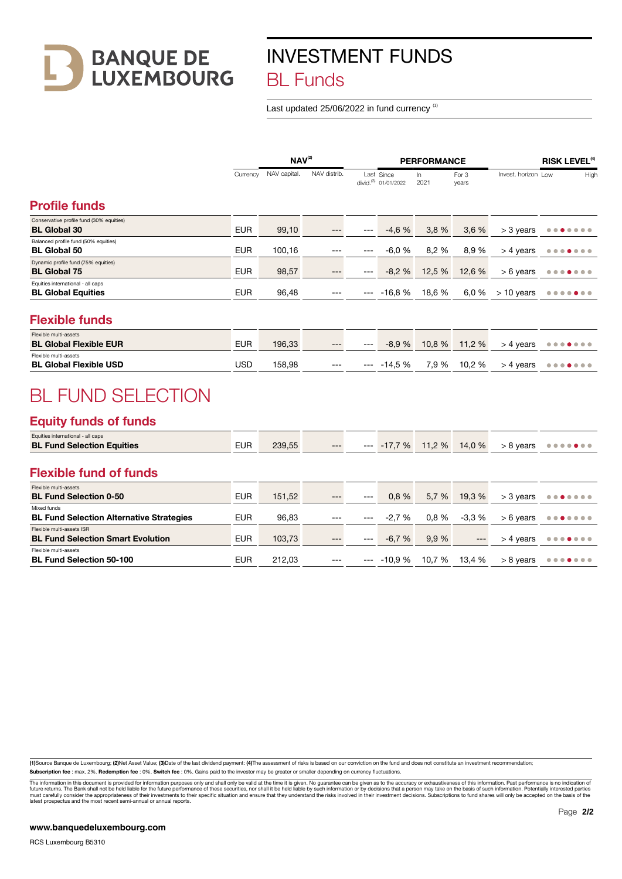# INVESTMENT FUNDS

## BL Funds

Last updated 25/06/2022 in fund currency [1]

| | NAV[2] | | | PERFORMANCE | | | | RISK LEVEL[4] | |
|---|---|---|---|---|---|---|---|---|---|
| | Currency | NAV capital. | NAV distrib. | Last divid.[3] | Since 01/01/2022 | In 2021 | For 3 years | Invest. horizon | Low … High |
| **Profile funds** | | | | | | | | | |
| Conservative profile fund (30% equities) **BL Global 30** | EUR | 99,10 | --- | --- | -4,6 % | 3,8 % | 3,6 % | > 3 years | ●●●●●●● (3/7) |
| Balanced profile fund (50% equities) **BL Global 50** | EUR | 100,16 | --- | --- | -6,0 % | 8,2 % | 8,9 % | > 4 years | ●●●●●●● (4/7) |
| Dynamic profile fund (75% equities) **BL Global 75** | EUR | 98,57 | --- | --- | -8,2 % | 12,5 % | 12,6 % | > 6 years | ●●●●●●● (4/7) |
| Equities international - all caps **BL Global Equities** | EUR | 96,48 | --- | --- | -16,8 % | 18,6 % | 6,0 % | > 10 years | ●●●●●●● (5/7) |
| **Flexible funds** | | | | | | | | | |
| Flexible multi-assets **BL Global Flexible EUR** | EUR | 196,33 | --- | --- | -8,9 % | 10,8 % | 11,2 % | > 4 years | ●●●●●●● (4/7) |
| Flexible multi-assets **BL Global Flexible USD** | USD | 158,98 | --- | --- | -14,5 % | 7,9 % | 10,2 % | > 4 years | ●●●●●●● (4/7) |

# BL FUND SELECTION

| | Currency | NAV capital. | NAV distrib. | Last divid.[3] | Since 01/01/2022 | In 2021 | For 3 years | Invest. horizon | Risk level |
|---|---|---|---|---|---|---|---|---|---|
| **Equity funds of funds** | | | | | | | | | |
| Equities international - all caps **BL Fund Selection Equities** | EUR | 239,55 | --- | --- | -17,7 % | 11,2 % | 14,0 % | > 8 years | ●●●●●●● (5/7) |
| **Flexible fund of funds** | | | | | | | | | |
| Flexible multi-assets **BL Fund Selection 0-50** | EUR | 151,52 | --- | --- | 0,8 % | 5,7 % | 19,3 % | > 3 years | ●●●●●●● (3/7) |
| Mixed funds **BL Fund Selection Alternative Strategies** | EUR | 96,83 | --- | --- | -2,7 % | 0,8 % | -3,3 % | > 6 years | ●●●●●●● (3/7) |
| Flexible multi-assets ISR **BL Fund Selection Smart Evolution** | EUR | 103,73 | --- | --- | -6,7 % | 9,9 % | --- | > 4 years | ●●●●●●● (4/7) |
| Flexible multi-assets **BL Fund Selection 50-100** | EUR | 212,03 | --- | --- | -10,9 % | 10,7 % | 13,4 % | > 8 years | ●●●●●●● (4/7) |

**(1)**Source Banque de Luxembourg; **(2)**Net Asset Value; **(3)**Date of the last dividend payment: **(4)**The assessment of risks is based on our conviction on the fund and does not constitute an investment recommendation;

**Subscription fee** : max. 2%. **Redemption fee** : 0%. **Switch fee** : 0%. Gains paid to the investor may be greater or smaller depending on currency fluctuations.

The information in this document is provided for information purposes only and shall only be valid at the time it is given. No guarantee can be given as to the accuracy or exhaustiveness of this information. Past performance is no indication of future returns. The Bank shall not be held liable for the future performance of these securities, nor shall it be held liable by such information or by decisions that a person may take on the basis of such information. Potentially interested parties must carefully consider the appropriateness of their investments to their specific situation and ensure that they understand the risks involved in their investment decisions. Subscriptions to fund shares will only be accepted on the basis of the latest prospectus and the most recent semi-annual or annual reports.

**www.banquedeluxembourg.com**

RCS Luxembourg B5310